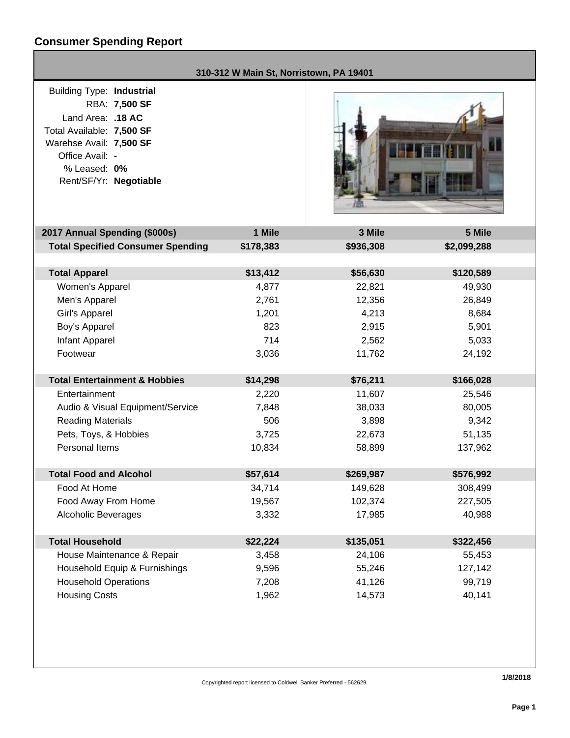# Consumer Spending Report

**310-312 W Main St, Norristown, PA 19401**

Building Type: **Industrial**
RBA: **7,500 SF**
Land Area: **.18 AC**
Total Available: **7,500 SF**
Warehse Avail: **7,500 SF**
Office Avail: **-**
% Leased: **0%**
Rent/SF/Yr: **Negotiable**

| 2017 Annual Spending ($000s) | 1 Mile | 3 Mile | 5 Mile |
|---|---|---|---|
| **Total Specified Consumer Spending** | **$178,383** | **$936,308** | **$2,099,288** |
| | | | |
| **Total Apparel** | **$13,412** | **$56,630** | **$120,589** |
| Women's Apparel | 4,877 | 22,821 | 49,930 |
| Men's Apparel | 2,761 | 12,356 | 26,849 |
| Girl's Apparel | 1,201 | 4,213 | 8,684 |
| Boy's Apparel | 823 | 2,915 | 5,901 |
| Infant Apparel | 714 | 2,562 | 5,033 |
| Footwear | 3,036 | 11,762 | 24,192 |
| | | | |
| **Total Entertainment & Hobbies** | **$14,298** | **$76,211** | **$166,028** |
| Entertainment | 2,220 | 11,607 | 25,546 |
| Audio & Visual Equipment/Service | 7,848 | 38,033 | 80,005 |
| Reading Materials | 506 | 3,898 | 9,342 |
| Pets, Toys, & Hobbies | 3,725 | 22,673 | 51,135 |
| Personal Items | 10,834 | 58,899 | 137,962 |
| | | | |
| **Total Food and Alcohol** | **$57,614** | **$269,987** | **$576,992** |
| Food At Home | 34,714 | 149,628 | 308,499 |
| Food Away From Home | 19,567 | 102,374 | 227,505 |
| Alcoholic Beverages | 3,332 | 17,985 | 40,988 |
| | | | |
| **Total Household** | **$22,224** | **$135,051** | **$322,456** |
| House Maintenance & Repair | 3,458 | 24,106 | 55,453 |
| Household Equip & Furnishings | 9,596 | 55,246 | 127,142 |
| Household Operations | 7,208 | 41,126 | 99,719 |
| Housing Costs | 1,962 | 14,573 | 40,141 |

Copyrighted report licensed to Coldwell Banker Preferred - 562629.

**1/8/2018**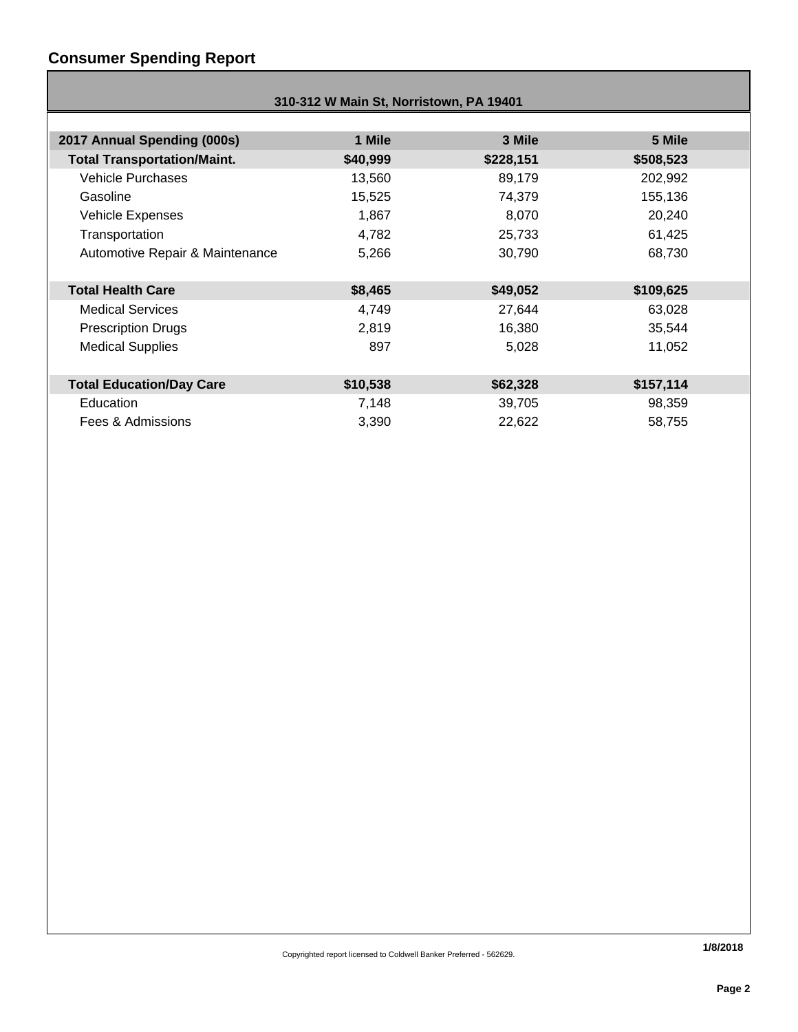# Consumer Spending Report

**310-312 W Main St, Norristown, PA 19401**

| 2017 Annual Spending (000s) | 1 Mile | 3 Mile | 5 Mile |
|---|---|---|---|
| **Total Transportation/Maint.** | **$40,999** | **$228,151** | **$508,523** |
| Vehicle Purchases | 13,560 | 89,179 | 202,992 |
| Gasoline | 15,525 | 74,379 | 155,136 |
| Vehicle Expenses | 1,867 | 8,070 | 20,240 |
| Transportation | 4,782 | 25,733 | 61,425 |
| Automotive Repair & Maintenance | 5,266 | 30,790 | 68,730 |
| **Total Health Care** | **$8,465** | **$49,052** | **$109,625** |
| Medical Services | 4,749 | 27,644 | 63,028 |
| Prescription Drugs | 2,819 | 16,380 | 35,544 |
| Medical Supplies | 897 | 5,028 | 11,052 |
| **Total Education/Day Care** | **$10,538** | **$62,328** | **$157,114** |
| Education | 7,148 | 39,705 | 98,359 |
| Fees & Admissions | 3,390 | 22,622 | 58,755 |

Copyrighted report licensed to Coldwell Banker Preferred - 562629.

1/8/2018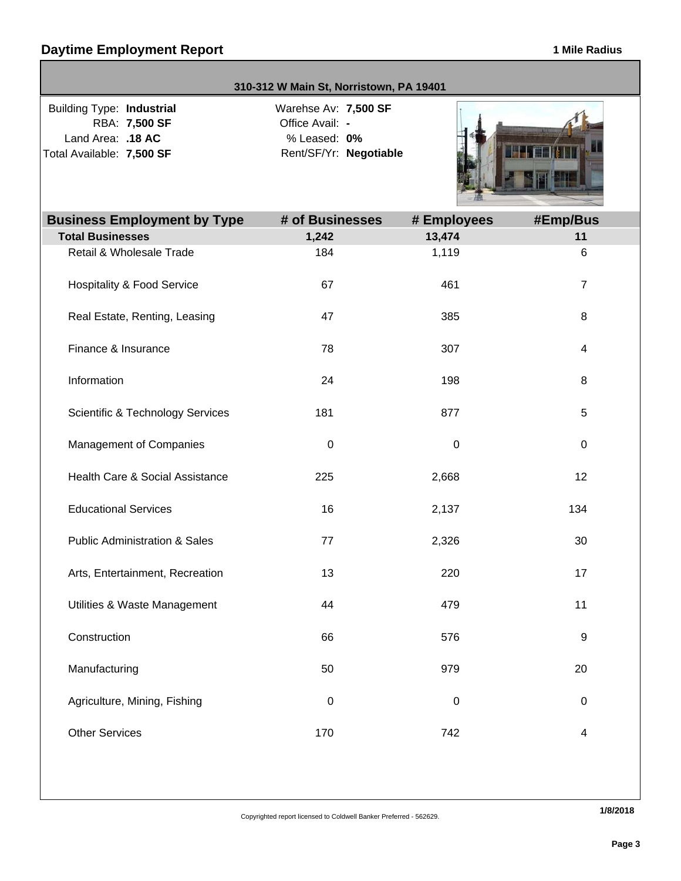# Daytime Employment Report

**1 Mile Radius**

**310-312 W Main St, Norristown, PA 19401**

| | | | |
|---|---|---|---|
| Building Type: | **Industrial** | Warehse Av: | **7,500 SF** |
| RBA: | **7,500 SF** | Office Avail: | **-** |
| Land Area: | **.18 AC** | % Leased: | **0%** |
| Total Available: | **7,500 SF** | Rent/SF/Yr: | **Negotiable** |

| Business Employment by Type | # of Businesses | # Employees | #Emp/Bus |
|---|---|---|---|
| **Total Businesses** | **1,242** | **13,474** | **11** |
| Retail & Wholesale Trade | 184 | 1,119 | 6 |
| Hospitality & Food Service | 67 | 461 | 7 |
| Real Estate, Renting, Leasing | 47 | 385 | 8 |
| Finance & Insurance | 78 | 307 | 4 |
| Information | 24 | 198 | 8 |
| Scientific & Technology Services | 181 | 877 | 5 |
| Management of Companies | 0 | 0 | 0 |
| Health Care & Social Assistance | 225 | 2,668 | 12 |
| Educational Services | 16 | 2,137 | 134 |
| Public Administration & Sales | 77 | 2,326 | 30 |
| Arts, Entertainment, Recreation | 13 | 220 | 17 |
| Utilities & Waste Management | 44 | 479 | 11 |
| Construction | 66 | 576 | 9 |
| Manufacturing | 50 | 979 | 20 |
| Agriculture, Mining, Fishing | 0 | 0 | 0 |
| Other Services | 170 | 742 | 4 |

Copyrighted report licensed to Coldwell Banker Preferred - 562629.

1/8/2018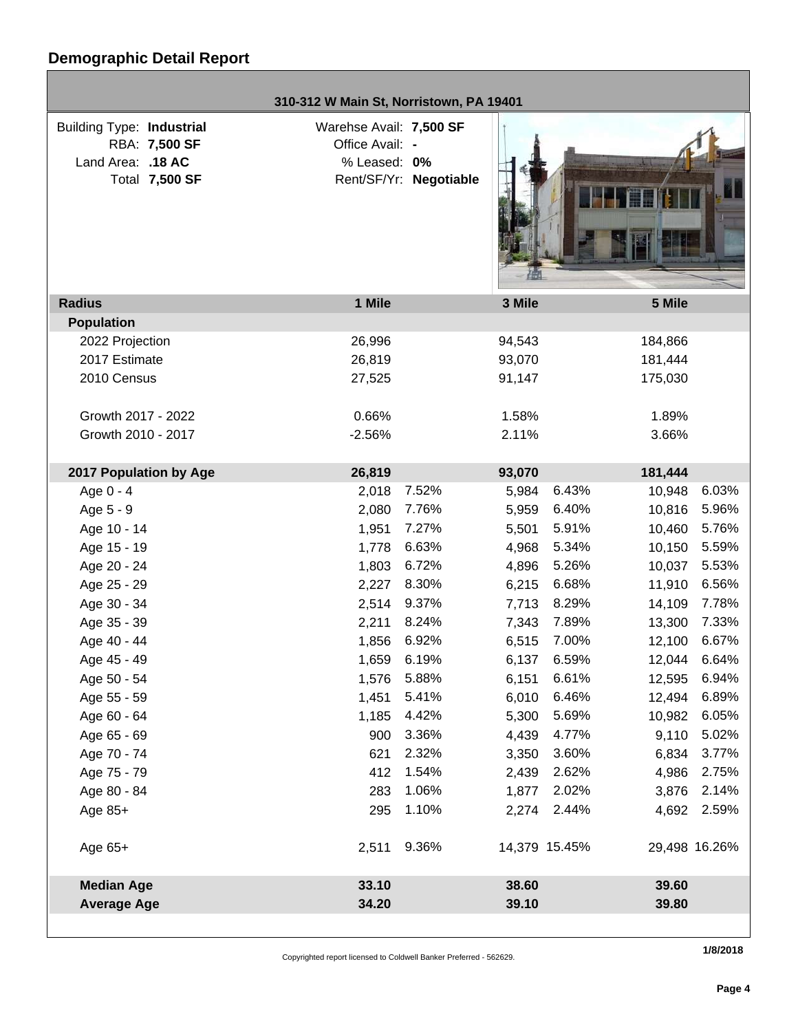# Demographic Detail Report

**310-312 W Main St, Norristown, PA 19401**

| | | | |
|---|---|---|---|
| Building Type: | **Industrial** | Warehse Avail: | **7,500 SF** |
| RBA: | **7,500 SF** | Office Avail: | **-** |
| Land Area: | **.18 AC** | % Leased: | **0%** |
| Total | **7,500 SF** | Rent/SF/Yr: | **Negotiable** |

| Radius | 1 Mile | | 3 Mile | | 5 Mile | |
|---|---|---|---|---|---|---|
| **Population** | | | | | | |
| 2022 Projection | 26,996 | | 94,543 | | 184,866 | |
| 2017 Estimate | 26,819 | | 93,070 | | 181,444 | |
| 2010 Census | 27,525 | | 91,147 | | 175,030 | |
| Growth 2017 - 2022 | 0.66% | | 1.58% | | 1.89% | |
| Growth 2010 - 2017 | -2.56% | | 2.11% | | 3.66% | |
| **2017 Population by Age** | **26,819** | | **93,070** | | **181,444** | |
| Age 0 - 4 | 2,018 | 7.52% | 5,984 | 6.43% | 10,948 | 6.03% |
| Age 5 - 9 | 2,080 | 7.76% | 5,959 | 6.40% | 10,816 | 5.96% |
| Age 10 - 14 | 1,951 | 7.27% | 5,501 | 5.91% | 10,460 | 5.76% |
| Age 15 - 19 | 1,778 | 6.63% | 4,968 | 5.34% | 10,150 | 5.59% |
| Age 20 - 24 | 1,803 | 6.72% | 4,896 | 5.26% | 10,037 | 5.53% |
| Age 25 - 29 | 2,227 | 8.30% | 6,215 | 6.68% | 11,910 | 6.56% |
| Age 30 - 34 | 2,514 | 9.37% | 7,713 | 8.29% | 14,109 | 7.78% |
| Age 35 - 39 | 2,211 | 8.24% | 7,343 | 7.89% | 13,300 | 7.33% |
| Age 40 - 44 | 1,856 | 6.92% | 6,515 | 7.00% | 12,100 | 6.67% |
| Age 45 - 49 | 1,659 | 6.19% | 6,137 | 6.59% | 12,044 | 6.64% |
| Age 50 - 54 | 1,576 | 5.88% | 6,151 | 6.61% | 12,595 | 6.94% |
| Age 55 - 59 | 1,451 | 5.41% | 6,010 | 6.46% | 12,494 | 6.89% |
| Age 60 - 64 | 1,185 | 4.42% | 5,300 | 5.69% | 10,982 | 6.05% |
| Age 65 - 69 | 900 | 3.36% | 4,439 | 4.77% | 9,110 | 5.02% |
| Age 70 - 74 | 621 | 2.32% | 3,350 | 3.60% | 6,834 | 3.77% |
| Age 75 - 79 | 412 | 1.54% | 2,439 | 2.62% | 4,986 | 2.75% |
| Age 80 - 84 | 283 | 1.06% | 1,877 | 2.02% | 3,876 | 2.14% |
| Age 85+ | 295 | 1.10% | 2,274 | 2.44% | 4,692 | 2.59% |
| Age 65+ | 2,511 | 9.36% | 14,379 | 15.45% | 29,498 | 16.26% |
| **Median Age** | **33.10** | | **38.60** | | **39.60** | |
| **Average Age** | **34.20** | | **39.10** | | **39.80** | |

Copyrighted report licensed to Coldwell Banker Preferred - 562629.

**1/8/2018**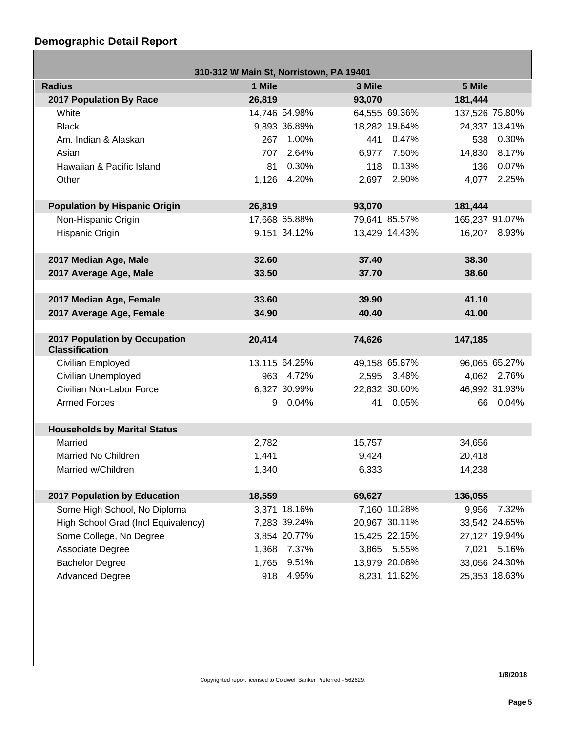## Demographic Detail Report

| 310-312 W Main St, Norristown, PA 19401 | | | | | | |
|---|---|---|---|---|---|---|
| **Radius** | **1 Mile** | | **3 Mile** | | **5 Mile** | |
| **2017 Population By Race** | **26,819** | | **93,070** | | **181,444** | |
| White | 14,746 | 54.98% | 64,555 | 69.36% | 137,526 | 75.80% |
| Black | 9,893 | 36.89% | 18,282 | 19.64% | 24,337 | 13.41% |
| Am. Indian & Alaskan | 267 | 1.00% | 441 | 0.47% | 538 | 0.30% |
| Asian | 707 | 2.64% | 6,977 | 7.50% | 14,830 | 8.17% |
| Hawaiian & Pacific Island | 81 | 0.30% | 118 | 0.13% | 136 | 0.07% |
| Other | 1,126 | 4.20% | 2,697 | 2.90% | 4,077 | 2.25% |
| **Population by Hispanic Origin** | **26,819** | | **93,070** | | **181,444** | |
| Non-Hispanic Origin | 17,668 | 65.88% | 79,641 | 85.57% | 165,237 | 91.07% |
| Hispanic Origin | 9,151 | 34.12% | 13,429 | 14.43% | 16,207 | 8.93% |
| **2017 Median Age, Male** | **32.60** | | **37.40** | | **38.30** | |
| **2017 Average Age, Male** | **33.50** | | **37.70** | | **38.60** | |
| **2017 Median Age, Female** | **33.60** | | **39.90** | | **41.10** | |
| **2017 Average Age, Female** | **34.90** | | **40.40** | | **41.00** | |
| **2017 Population by Occupation Classification** | **20,414** | | **74,626** | | **147,185** | |
| Civilian Employed | 13,115 | 64.25% | 49,158 | 65.87% | 96,065 | 65.27% |
| Civilian Unemployed | 963 | 4.72% | 2,595 | 3.48% | 4,062 | 2.76% |
| Civilian Non-Labor Force | 6,327 | 30.99% | 22,832 | 30.60% | 46,992 | 31.93% |
| Armed Forces | 9 | 0.04% | 41 | 0.05% | 66 | 0.04% |
| **Households by Marital Status** | | | | | | |
| Married | 2,782 | | 15,757 | | 34,656 | |
| Married No Children | 1,441 | | 9,424 | | 20,418 | |
| Married w/Children | 1,340 | | 6,333 | | 14,238 | |
| **2017 Population by Education** | **18,559** | | **69,627** | | **136,055** | |
| Some High School, No Diploma | 3,371 | 18.16% | 7,160 | 10.28% | 9,956 | 7.32% |
| High School Grad (Incl Equivalency) | 7,283 | 39.24% | 20,967 | 30.11% | 33,542 | 24.65% |
| Some College, No Degree | 3,854 | 20.77% | 15,425 | 22.15% | 27,127 | 19.94% |
| Associate Degree | 1,368 | 7.37% | 3,865 | 5.55% | 7,021 | 5.16% |
| Bachelor Degree | 1,765 | 9.51% | 13,979 | 20.08% | 33,056 | 24.30% |
| Advanced Degree | 918 | 4.95% | 8,231 | 11.82% | 25,353 | 18.63% |

Copyrighted report licensed to Coldwell Banker Preferred - 562629.

1/8/2018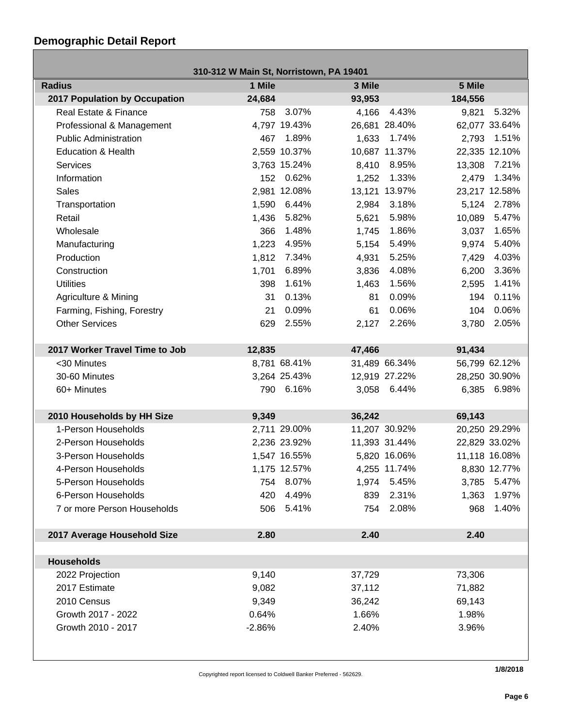## Demographic Detail Report

| 310-312 W Main St, Norristown, PA 19401 | | | | | | |
|---|---|---|---|---|---|---|
| **Radius** | **1 Mile** | | **3 Mile** | | **5 Mile** | |
| **2017 Population by Occupation** | **24,684** | | **93,953** | | **184,556** | |
| Real Estate & Finance | 758 | 3.07% | 4,166 | 4.43% | 9,821 | 5.32% |
| Professional & Management | 4,797 | 19.43% | 26,681 | 28.40% | 62,077 | 33.64% |
| Public Administration | 467 | 1.89% | 1,633 | 1.74% | 2,793 | 1.51% |
| Education & Health | 2,559 | 10.37% | 10,687 | 11.37% | 22,335 | 12.10% |
| Services | 3,763 | 15.24% | 8,410 | 8.95% | 13,308 | 7.21% |
| Information | 152 | 0.62% | 1,252 | 1.33% | 2,479 | 1.34% |
| Sales | 2,981 | 12.08% | 13,121 | 13.97% | 23,217 | 12.58% |
| Transportation | 1,590 | 6.44% | 2,984 | 3.18% | 5,124 | 2.78% |
| Retail | 1,436 | 5.82% | 5,621 | 5.98% | 10,089 | 5.47% |
| Wholesale | 366 | 1.48% | 1,745 | 1.86% | 3,037 | 1.65% |
| Manufacturing | 1,223 | 4.95% | 5,154 | 5.49% | 9,974 | 5.40% |
| Production | 1,812 | 7.34% | 4,931 | 5.25% | 7,429 | 4.03% |
| Construction | 1,701 | 6.89% | 3,836 | 4.08% | 6,200 | 3.36% |
| Utilities | 398 | 1.61% | 1,463 | 1.56% | 2,595 | 1.41% |
| Agriculture & Mining | 31 | 0.13% | 81 | 0.09% | 194 | 0.11% |
| Farming, Fishing, Forestry | 21 | 0.09% | 61 | 0.06% | 104 | 0.06% |
| Other Services | 629 | 2.55% | 2,127 | 2.26% | 3,780 | 2.05% |
| **2017 Worker Travel Time to Job** | **12,835** | | **47,466** | | **91,434** | |
| <30 Minutes | 8,781 | 68.41% | 31,489 | 66.34% | 56,799 | 62.12% |
| 30-60 Minutes | 3,264 | 25.43% | 12,919 | 27.22% | 28,250 | 30.90% |
| 60+ Minutes | 790 | 6.16% | 3,058 | 6.44% | 6,385 | 6.98% |
| **2010 Households by HH Size** | **9,349** | | **36,242** | | **69,143** | |
| 1-Person Households | 2,711 | 29.00% | 11,207 | 30.92% | 20,250 | 29.29% |
| 2-Person Households | 2,236 | 23.92% | 11,393 | 31.44% | 22,829 | 33.02% |
| 3-Person Households | 1,547 | 16.55% | 5,820 | 16.06% | 11,118 | 16.08% |
| 4-Person Households | 1,175 | 12.57% | 4,255 | 11.74% | 8,830 | 12.77% |
| 5-Person Households | 754 | 8.07% | 1,974 | 5.45% | 3,785 | 5.47% |
| 6-Person Households | 420 | 4.49% | 839 | 2.31% | 1,363 | 1.97% |
| 7 or more Person Households | 506 | 5.41% | 754 | 2.08% | 968 | 1.40% |
| **2017 Average Household Size** | **2.80** | | **2.40** | | **2.40** | |
| **Households** | | | | | | |
| 2022 Projection | 9,140 | | 37,729 | | 73,306 | |
| 2017 Estimate | 9,082 | | 37,112 | | 71,882 | |
| 2010 Census | 9,349 | | 36,242 | | 69,143 | |
| Growth 2017 - 2022 | 0.64% | | 1.66% | | 1.98% | |
| Growth 2010 - 2017 | -2.86% | | 2.40% | | 3.96% | |

Copyrighted report licensed to Coldwell Banker Preferred - 562629.

1/8/2018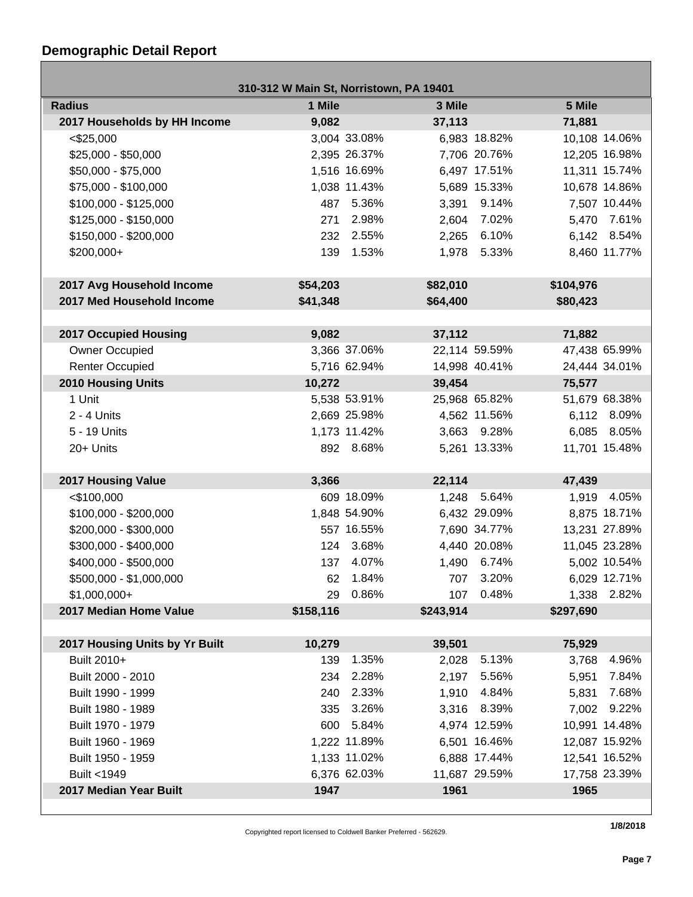## Demographic Detail Report

| 310-312 W Main St, Norristown, PA 19401 | | | | | | |
|---|---|---|---|---|---|---|
| **Radius** | **1 Mile** | | **3 Mile** | | **5 Mile** | |
| **2017 Households by HH Income** | **9,082** | | **37,113** | | **71,881** | |
| <$25,000 | 3,004 | 33.08% | 6,983 | 18.82% | 10,108 | 14.06% |
| $25,000 - $50,000 | 2,395 | 26.37% | 7,706 | 20.76% | 12,205 | 16.98% |
| $50,000 - $75,000 | 1,516 | 16.69% | 6,497 | 17.51% | 11,311 | 15.74% |
| $75,000 - $100,000 | 1,038 | 11.43% | 5,689 | 15.33% | 10,678 | 14.86% |
| $100,000 - $125,000 | 487 | 5.36% | 3,391 | 9.14% | 7,507 | 10.44% |
| $125,000 - $150,000 | 271 | 2.98% | 2,604 | 7.02% | 5,470 | 7.61% |
| $150,000 - $200,000 | 232 | 2.55% | 2,265 | 6.10% | 6,142 | 8.54% |
| $200,000+ | 139 | 1.53% | 1,978 | 5.33% | 8,460 | 11.77% |
| | | | | | | |
| **2017 Avg Household Income** | **$54,203** | | **$82,010** | | **$104,976** | |
| **2017 Med Household Income** | **$41,348** | | **$64,400** | | **$80,423** | |
| | | | | | | |
| **2017 Occupied Housing** | **9,082** | | **37,112** | | **71,882** | |
| Owner Occupied | 3,366 | 37.06% | 22,114 | 59.59% | 47,438 | 65.99% |
| Renter Occupied | 5,716 | 62.94% | 14,998 | 40.41% | 24,444 | 34.01% |
| **2010 Housing Units** | **10,272** | | **39,454** | | **75,577** | |
| 1 Unit | 5,538 | 53.91% | 25,968 | 65.82% | 51,679 | 68.38% |
| 2 - 4 Units | 2,669 | 25.98% | 4,562 | 11.56% | 6,112 | 8.09% |
| 5 - 19 Units | 1,173 | 11.42% | 3,663 | 9.28% | 6,085 | 8.05% |
| 20+ Units | 892 | 8.68% | 5,261 | 13.33% | 11,701 | 15.48% |
| | | | | | | |
| **2017 Housing Value** | **3,366** | | **22,114** | | **47,439** | |
| <$100,000 | 609 | 18.09% | 1,248 | 5.64% | 1,919 | 4.05% |
| $100,000 - $200,000 | 1,848 | 54.90% | 6,432 | 29.09% | 8,875 | 18.71% |
| $200,000 - $300,000 | 557 | 16.55% | 7,690 | 34.77% | 13,231 | 27.89% |
| $300,000 - $400,000 | 124 | 3.68% | 4,440 | 20.08% | 11,045 | 23.28% |
| $400,000 - $500,000 | 137 | 4.07% | 1,490 | 6.74% | 5,002 | 10.54% |
| $500,000 - $1,000,000 | 62 | 1.84% | 707 | 3.20% | 6,029 | 12.71% |
| $1,000,000+ | 29 | 0.86% | 107 | 0.48% | 1,338 | 2.82% |
| **2017 Median Home Value** | **$158,116** | | **$243,914** | | **$297,690** | |
| | | | | | | |
| **2017 Housing Units by Yr Built** | **10,279** | | **39,501** | | **75,929** | |
| Built 2010+ | 139 | 1.35% | 2,028 | 5.13% | 3,768 | 4.96% |
| Built 2000 - 2010 | 234 | 2.28% | 2,197 | 5.56% | 5,951 | 7.84% |
| Built 1990 - 1999 | 240 | 2.33% | 1,910 | 4.84% | 5,831 | 7.68% |
| Built 1980 - 1989 | 335 | 3.26% | 3,316 | 8.39% | 7,002 | 9.22% |
| Built 1970 - 1979 | 600 | 5.84% | 4,974 | 12.59% | 10,991 | 14.48% |
| Built 1960 - 1969 | 1,222 | 11.89% | 6,501 | 16.46% | 12,087 | 15.92% |
| Built 1950 - 1959 | 1,133 | 11.02% | 6,888 | 17.44% | 12,541 | 16.52% |
| Built <1949 | 6,376 | 62.03% | 11,687 | 29.59% | 17,758 | 23.39% |
| **2017 Median Year Built** | **1947** | | **1961** | | **1965** | |

Copyrighted report licensed to Coldwell Banker Preferred - 562629.

1/8/2018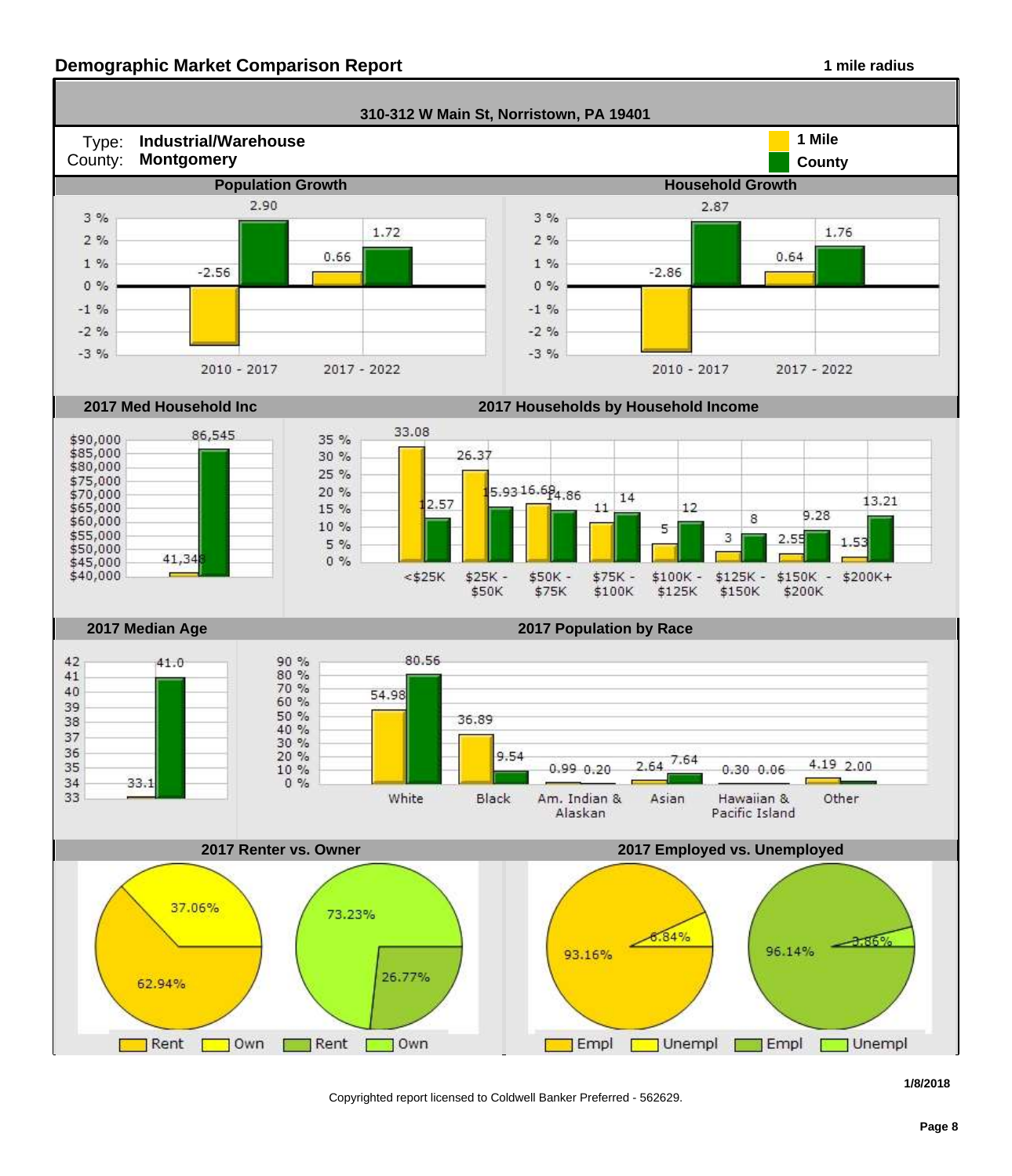# Demographic Market Comparison Report

1 mile radius

**310-312 W Main St, Norristown, PA 19401**

Type: **Industrial/Warehouse**
County: **Montgomery**

1 Mile
County

## Population Growth

3 %
2 %
1 %
0 %
-1 %
-2 %
-3 %

2010 - 2017: -2.56, 2.90
2017 - 2022: 0.66, 1.72

## Household Growth

3 %
2 %
1 %
0 %
-1 %
-2 %
-3 %

2010 - 2017: -2.86, 2.87
2017 - 2022: 0.64, 1.76

## 2017 Med Household Inc

$90,000
$85,000
$80,000
$75,000
$70,000
$65,000
$60,000
$55,000
$50,000
$45,000
$40,000

41,348
86,545

## 2017 Households by Household Income

35 %
30 %
25 %
20 %
15 %
10 %
5 %
0 %

<$25K: 33.08, 12.57
$25K - $50K: 26.37, 15.93
$50K - $75K: 16.69, 14.86
$75K - $100K: 11, 14
$100K - $125K: 5, 12
$125K - $150K: 3, 8
$150K - $200K: 2.55, 9.28
$200K+: 1.53, 13.21

## 2017 Median Age

42
41
40
39
38
37
36
35
34
33

33.1
41.0

## 2017 Population by Race

90 %
80 %
70 %
60 %
50 %
40 %
30 %
20 %
10 %
0 %

White: 54.98, 80.56
Black: 36.89, 9.54
Am. Indian & Alaskan: 0.99, 0.20
Asian: 2.64, 7.64
Hawaiian & Pacific Island: 0.30, 0.06
Other: 4.19, 2.00

## 2017 Renter vs. Owner

37.06%
62.94%

73.23%
26.77%

Rent Own Rent Own

## 2017 Employed vs. Unemployed

93.16%
6.84%

96.14%
3.86%

Empl Unempl Empl Unempl

1/8/2018

Copyrighted report licensed to Coldwell Banker Preferred - 562629.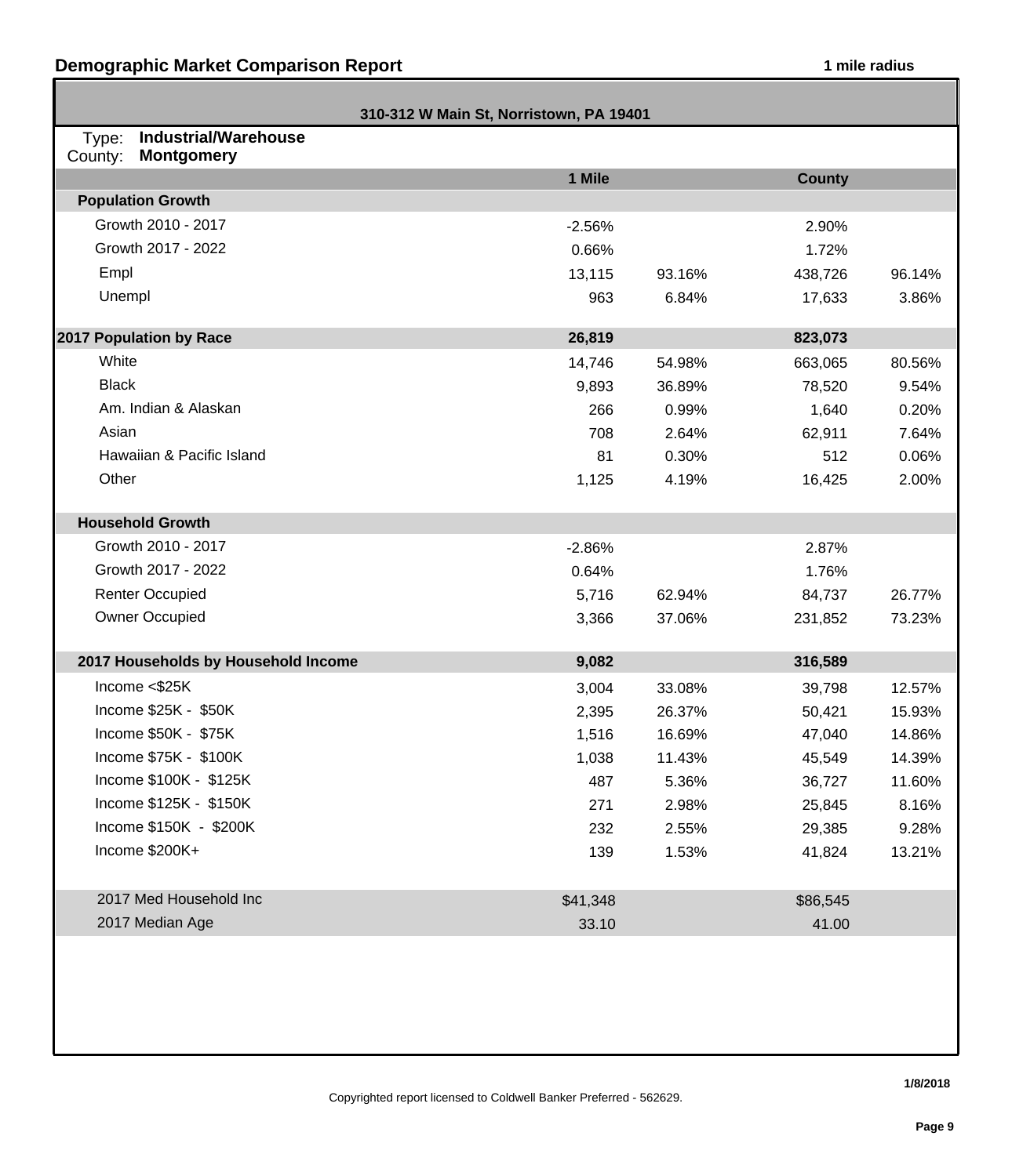# Demographic Market Comparison Report

**1 mile radius**

**310-312 W Main St, Norristown, PA 19401**

Type: **Industrial/Warehouse**
County: **Montgomery**

| | 1 Mile | | County | |
|---|---|---|---|---|
| **Population Growth** | | | | |
| Growth 2010 - 2017 | -2.56% | | 2.90% | |
| Growth 2017 - 2022 | 0.66% | | 1.72% | |
| Empl | 13,115 | 93.16% | 438,726 | 96.14% |
| Unempl | 963 | 6.84% | 17,633 | 3.86% |
| **2017 Population by Race** | **26,819** | | **823,073** | |
| White | 14,746 | 54.98% | 663,065 | 80.56% |
| Black | 9,893 | 36.89% | 78,520 | 9.54% |
| Am. Indian & Alaskan | 266 | 0.99% | 1,640 | 0.20% |
| Asian | 708 | 2.64% | 62,911 | 7.64% |
| Hawaiian & Pacific Island | 81 | 0.30% | 512 | 0.06% |
| Other | 1,125 | 4.19% | 16,425 | 2.00% |
| **Household Growth** | | | | |
| Growth 2010 - 2017 | -2.86% | | 2.87% | |
| Growth 2017 - 2022 | 0.64% | | 1.76% | |
| Renter Occupied | 5,716 | 62.94% | 84,737 | 26.77% |
| Owner Occupied | 3,366 | 37.06% | 231,852 | 73.23% |
| **2017 Households by Household Income** | **9,082** | | **316,589** | |
| Income <$25K | 3,004 | 33.08% | 39,798 | 12.57% |
| Income $25K - $50K | 2,395 | 26.37% | 50,421 | 15.93% |
| Income $50K - $75K | 1,516 | 16.69% | 47,040 | 14.86% |
| Income $75K - $100K | 1,038 | 11.43% | 45,549 | 14.39% |
| Income $100K - $125K | 487 | 5.36% | 36,727 | 11.60% |
| Income $125K - $150K | 271 | 2.98% | 25,845 | 8.16% |
| Income $150K - $200K | 232 | 2.55% | 29,385 | 9.28% |
| Income $200K+ | 139 | 1.53% | 41,824 | 13.21% |
| 2017 Med Household Inc | $41,348 | | $86,545 | |
| 2017 Median Age | 33.10 | | 41.00 | |

1/8/2018

Copyrighted report licensed to Coldwell Banker Preferred - 562629.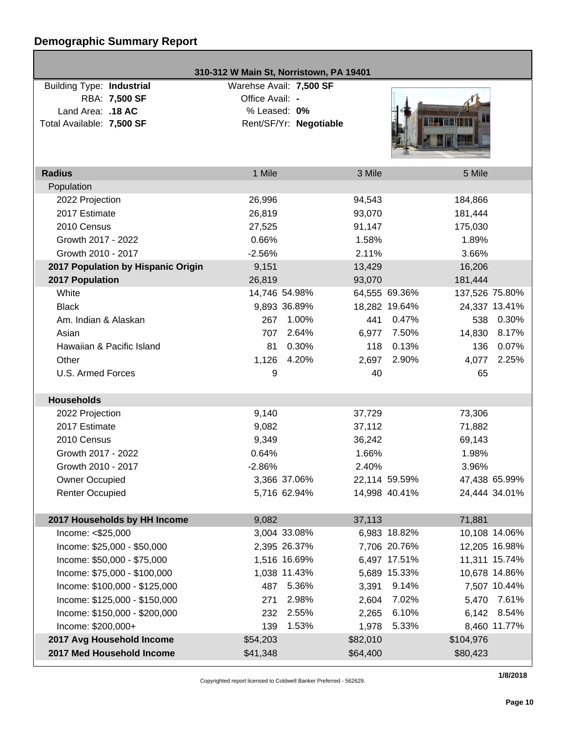## Demographic Summary Report

**310-312 W Main St, Norristown, PA 19401**

| | |
|---|---|
| Building Type: **Industrial** | Warehse Avail: **7,500 SF** |
| RBA: **7,500 SF** | Office Avail: **-** |
| Land Area: **.18 AC** | % Leased: **0%** |
| Total Available: **7,500 SF** | Rent/SF/Yr: **Negotiable** |

| **Radius** | 1 Mile | | 3 Mile | | 5 Mile | |
|---|---|---|---|---|---|---|
| Population | | | | | | |
| 2022 Projection | 26,996 | | 94,543 | | 184,866 | |
| 2017 Estimate | 26,819 | | 93,070 | | 181,444 | |
| 2010 Census | 27,525 | | 91,147 | | 175,030 | |
| Growth 2017 - 2022 | 0.66% | | 1.58% | | 1.89% | |
| Growth 2010 - 2017 | -2.56% | | 2.11% | | 3.66% | |
| **2017 Population by Hispanic Origin** | 9,151 | | 13,429 | | 16,206 | |
| **2017 Population** | 26,819 | | 93,070 | | 181,444 | |
| White | 14,746 | 54.98% | 64,555 | 69.36% | 137,526 | 75.80% |
| Black | 9,893 | 36.89% | 18,282 | 19.64% | 24,337 | 13.41% |
| Am. Indian & Alaskan | 267 | 1.00% | 441 | 0.47% | 538 | 0.30% |
| Asian | 707 | 2.64% | 6,977 | 7.50% | 14,830 | 8.17% |
| Hawaiian & Pacific Island | 81 | 0.30% | 118 | 0.13% | 136 | 0.07% |
| Other | 1,126 | 4.20% | 2,697 | 2.90% | 4,077 | 2.25% |
| U.S. Armed Forces | 9 | | 40 | | 65 | |
| **Households** | | | | | | |
| 2022 Projection | 9,140 | | 37,729 | | 73,306 | |
| 2017 Estimate | 9,082 | | 37,112 | | 71,882 | |
| 2010 Census | 9,349 | | 36,242 | | 69,143 | |
| Growth 2017 - 2022 | 0.64% | | 1.66% | | 1.98% | |
| Growth 2010 - 2017 | -2.86% | | 2.40% | | 3.96% | |
| Owner Occupied | 3,366 | 37.06% | 22,114 | 59.59% | 47,438 | 65.99% |
| Renter Occupied | 5,716 | 62.94% | 14,998 | 40.41% | 24,444 | 34.01% |
| **2017 Households by HH Income** | 9,082 | | 37,113 | | 71,881 | |
| Income: <$25,000 | 3,004 | 33.08% | 6,983 | 18.82% | 10,108 | 14.06% |
| Income: $25,000 - $50,000 | 2,395 | 26.37% | 7,706 | 20.76% | 12,205 | 16.98% |
| Income: $50,000 - $75,000 | 1,516 | 16.69% | 6,497 | 17.51% | 11,311 | 15.74% |
| Income: $75,000 - $100,000 | 1,038 | 11.43% | 5,689 | 15.33% | 10,678 | 14.86% |
| Income: $100,000 - $125,000 | 487 | 5.36% | 3,391 | 9.14% | 7,507 | 10.44% |
| Income: $125,000 - $150,000 | 271 | 2.98% | 2,604 | 7.02% | 5,470 | 7.61% |
| Income: $150,000 - $200,000 | 232 | 2.55% | 2,265 | 6.10% | 6,142 | 8.54% |
| Income: $200,000+ | 139 | 1.53% | 1,978 | 5.33% | 8,460 | 11.77% |
| **2017 Avg Household Income** | $54,203 | | $82,010 | | $104,976 | |
| **2017 Med Household Income** | $41,348 | | $64,400 | | $80,423 | |

Copyrighted report licensed to Coldwell Banker Preferred - 562629.

1/8/2018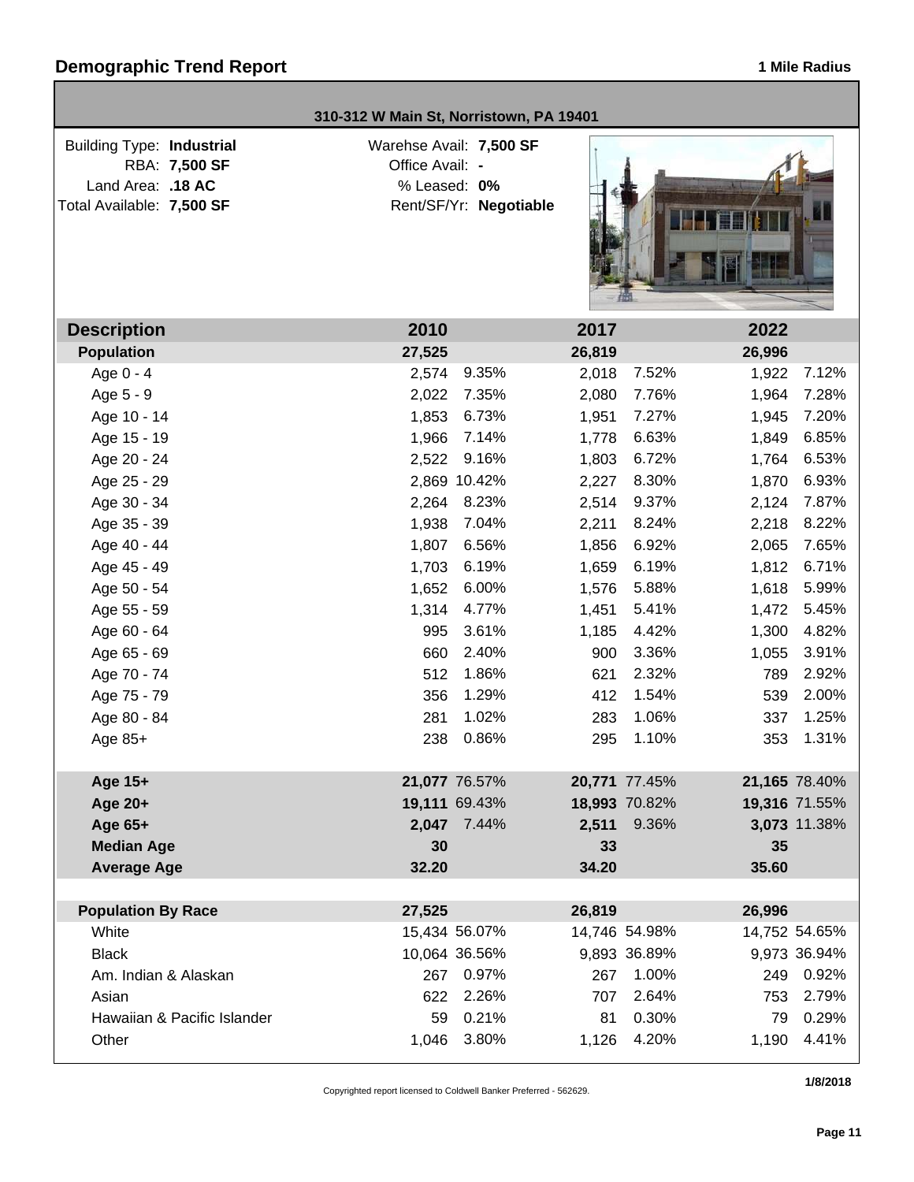## Demographic Trend Report

**1 Mile Radius**

**310-312 W Main St, Norristown, PA 19401**

Building Type: **Industrial**
RBA: **7,500 SF**
Land Area: **.18 AC**
Total Available: **7,500 SF**

Warehse Avail: **7,500 SF**
Office Avail: **-**
% Leased: **0%**
Rent/SF/Yr: **Negotiable**

| Description | 2010 | | 2017 | | 2022 | |
|---|---|---|---|---|---|---|
| **Population** | **27,525** | | **26,819** | | **26,996** | |
| Age 0 - 4 | 2,574 | 9.35% | 2,018 | 7.52% | 1,922 | 7.12% |
| Age 5 - 9 | 2,022 | 7.35% | 2,080 | 7.76% | 1,964 | 7.28% |
| Age 10 - 14 | 1,853 | 6.73% | 1,951 | 7.27% | 1,945 | 7.20% |
| Age 15 - 19 | 1,966 | 7.14% | 1,778 | 6.63% | 1,849 | 6.85% |
| Age 20 - 24 | 2,522 | 9.16% | 1,803 | 6.72% | 1,764 | 6.53% |
| Age 25 - 29 | 2,869 | 10.42% | 2,227 | 8.30% | 1,870 | 6.93% |
| Age 30 - 34 | 2,264 | 8.23% | 2,514 | 9.37% | 2,124 | 7.87% |
| Age 35 - 39 | 1,938 | 7.04% | 2,211 | 8.24% | 2,218 | 8.22% |
| Age 40 - 44 | 1,807 | 6.56% | 1,856 | 6.92% | 2,065 | 7.65% |
| Age 45 - 49 | 1,703 | 6.19% | 1,659 | 6.19% | 1,812 | 6.71% |
| Age 50 - 54 | 1,652 | 6.00% | 1,576 | 5.88% | 1,618 | 5.99% |
| Age 55 - 59 | 1,314 | 4.77% | 1,451 | 5.41% | 1,472 | 5.45% |
| Age 60 - 64 | 995 | 3.61% | 1,185 | 4.42% | 1,300 | 4.82% |
| Age 65 - 69 | 660 | 2.40% | 900 | 3.36% | 1,055 | 3.91% |
| Age 70 - 74 | 512 | 1.86% | 621 | 2.32% | 789 | 2.92% |
| Age 75 - 79 | 356 | 1.29% | 412 | 1.54% | 539 | 2.00% |
| Age 80 - 84 | 281 | 1.02% | 283 | 1.06% | 337 | 1.25% |
| Age 85+ | 238 | 0.86% | 295 | 1.10% | 353 | 1.31% |
| | | | | | | |
| **Age 15+** | **21,077** | 76.57% | **20,771** | 77.45% | **21,165** | 78.40% |
| **Age 20+** | **19,111** | 69.43% | **18,993** | 70.82% | **19,316** | 71.55% |
| **Age 65+** | **2,047** | 7.44% | **2,511** | 9.36% | **3,073** | 11.38% |
| **Median Age** | **30** | | **33** | | **35** | |
| **Average Age** | **32.20** | | **34.20** | | **35.60** | |
| | | | | | | |
| **Population By Race** | **27,525** | | **26,819** | | **26,996** | |
| White | 15,434 | 56.07% | 14,746 | 54.98% | 14,752 | 54.65% |
| Black | 10,064 | 36.56% | 9,893 | 36.89% | 9,973 | 36.94% |
| Am. Indian & Alaskan | 267 | 0.97% | 267 | 1.00% | 249 | 0.92% |
| Asian | 622 | 2.26% | 707 | 2.64% | 753 | 2.79% |
| Hawaiian & Pacific Islander | 59 | 0.21% | 81 | 0.30% | 79 | 0.29% |
| Other | 1,046 | 3.80% | 1,126 | 4.20% | 1,190 | 4.41% |

Copyrighted report licensed to Coldwell Banker Preferred - 562629.

1/8/2018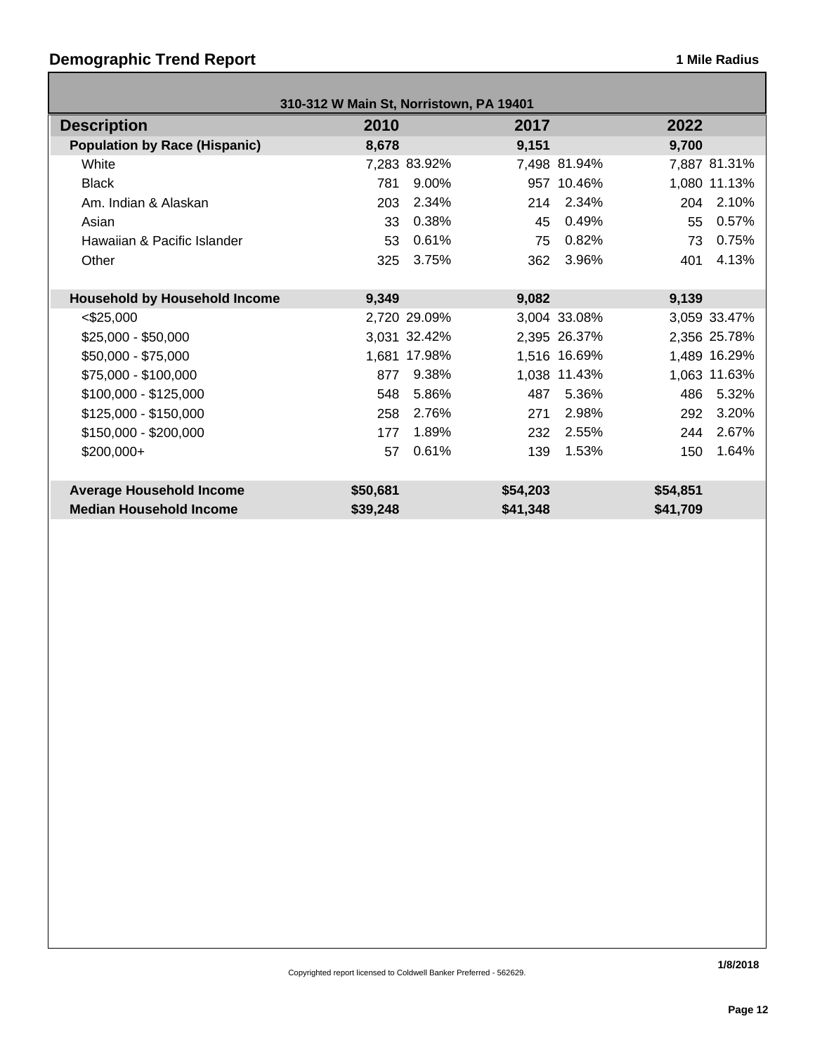## Demographic Trend Report

**1 Mile Radius**

**310-312 W Main St, Norristown, PA 19401**

| Description | 2010 | | 2017 | | 2022 | |
|---|---|---|---|---|---|---|
| **Population by Race (Hispanic)** | **8,678** | | **9,151** | | **9,700** | |
| White | 7,283 | 83.92% | 7,498 | 81.94% | 7,887 | 81.31% |
| Black | 781 | 9.00% | 957 | 10.46% | 1,080 | 11.13% |
| Am. Indian & Alaskan | 203 | 2.34% | 214 | 2.34% | 204 | 2.10% |
| Asian | 33 | 0.38% | 45 | 0.49% | 55 | 0.57% |
| Hawaiian & Pacific Islander | 53 | 0.61% | 75 | 0.82% | 73 | 0.75% |
| Other | 325 | 3.75% | 362 | 3.96% | 401 | 4.13% |
| | | | | | | |
| **Household by Household Income** | **9,349** | | **9,082** | | **9,139** | |
| <$25,000 | 2,720 | 29.09% | 3,004 | 33.08% | 3,059 | 33.47% |
| $25,000 - $50,000 | 3,031 | 32.42% | 2,395 | 26.37% | 2,356 | 25.78% |
| $50,000 - $75,000 | 1,681 | 17.98% | 1,516 | 16.69% | 1,489 | 16.29% |
| $75,000 - $100,000 | 877 | 9.38% | 1,038 | 11.43% | 1,063 | 11.63% |
| $100,000 - $125,000 | 548 | 5.86% | 487 | 5.36% | 486 | 5.32% |
| $125,000 - $150,000 | 258 | 2.76% | 271 | 2.98% | 292 | 3.20% |
| $150,000 - $200,000 | 177 | 1.89% | 232 | 2.55% | 244 | 2.67% |
| $200,000+ | 57 | 0.61% | 139 | 1.53% | 150 | 1.64% |
| | | | | | | |
| **Average Household Income** | **$50,681** | | **$54,203** | | **$54,851** | |
| **Median Household Income** | **$39,248** | | **$41,348** | | **$41,709** | |

Copyrighted report licensed to Coldwell Banker Preferred - 562629.

1/8/2018